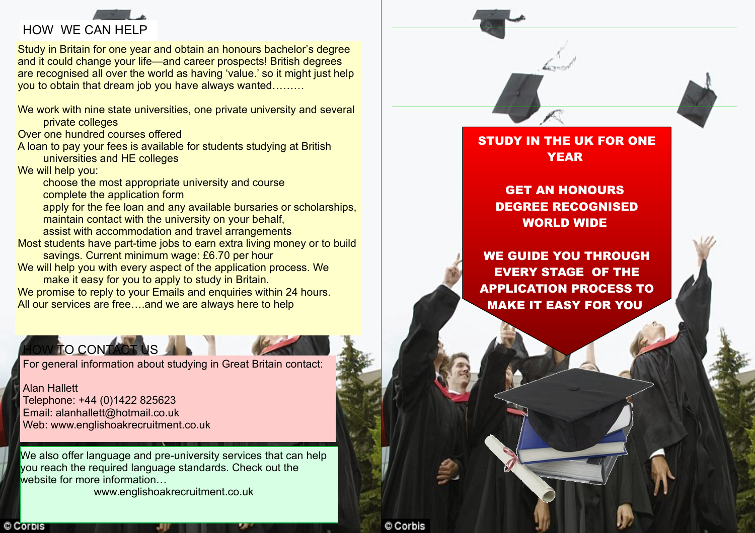## HOW WE CAN HELP

Study in Britain for one year and obtain an honours bachelor's degree and it could change your life—and career prospects! British degrees are recognised all over the world as having 'value.' so it might just help you to obtain that dream job you have always wanted………

We work with nine state universities, one private university and several private colleges

Over one hundred courses offered

A loan to pay your fees is available for students studying at British universities and HE colleges

We will help you:

- choose the most appropriate university and course
- complete the application form
- apply for the fee loan and any available bursaries or scholarships,
- maintain contact with the university on your behalf,
- assist with accommodation and travel arrangements

Most students have part-time jobs to earn extra living money or to build savings. Current minimum wage: £6.70 per hour

We will help you with every aspect of the application process. We make it easy for you to apply to study in Britain.

We promise to reply to your Emails and enquiries within 24 hours.

All our services are free….and we are always here to help

## HOW TO CONTACT US

For general information about studying in Great Britain contact:

Alan Hallett
Telephone: +44 (0)1422 825623
Email: alanhallett@hotmail.co.uk
Web: www.englishoakrecruitment.co.uk

We also offer language and pre-university services that can help you reach the required language standards. Check out the website for more information…
www.englishoakrecruitment.co.uk

© Corbis

**STUDY IN THE UK FOR ONE YEAR**

**GET AN HONOURS DEGREE RECOGNISED WORLD WIDE**

**WE GUIDE YOU THROUGH EVERY STAGE OF THE APPLICATION PROCESS TO MAKE IT EASY FOR YOU**

© Corbis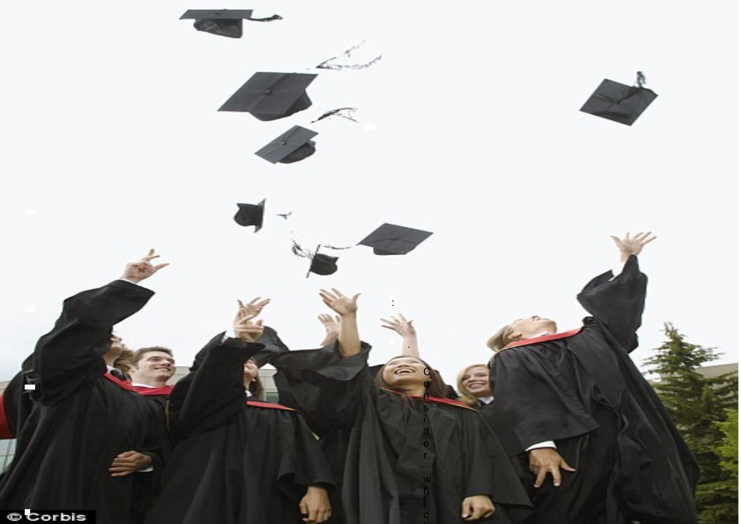Consider whic

© Corbis